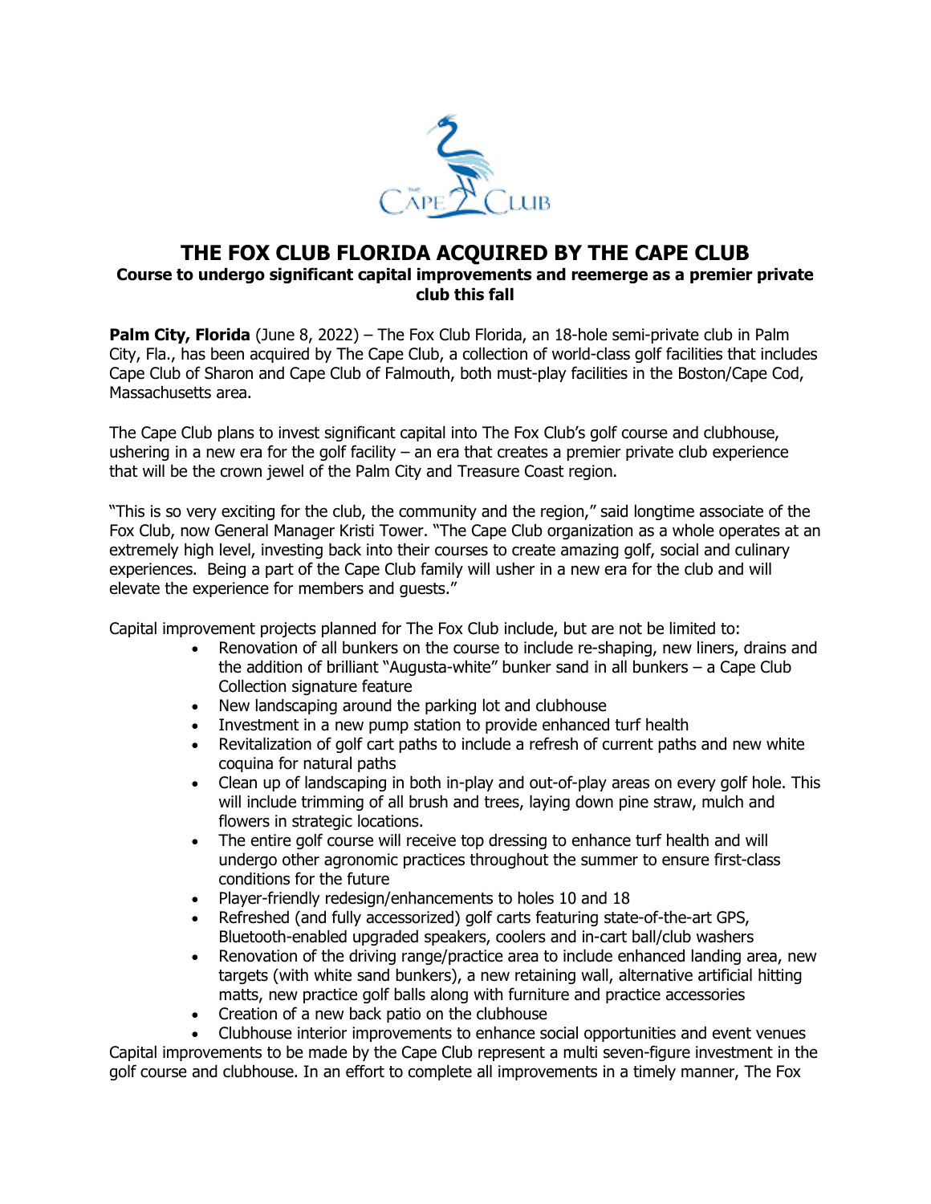# THE FOX CLUB FLORIDA ACQUIRED BY THE CAPE CLUB

**Course to undergo significant capital improvements and reemerge as a premier private club this fall**

**Palm City, Florida** (June 8, 2022) – The Fox Club Florida, an 18-hole semi-private club in Palm City, Fla., has been acquired by The Cape Club, a collection of world-class golf facilities that includes Cape Club of Sharon and Cape Club of Falmouth, both must-play facilities in the Boston/Cape Cod, Massachusetts area.

The Cape Club plans to invest significant capital into The Fox Club's golf course and clubhouse, ushering in a new era for the golf facility – an era that creates a premier private club experience that will be the crown jewel of the Palm City and Treasure Coast region.

"This is so very exciting for the club, the community and the region," said longtime associate of the Fox Club, now General Manager Kristi Tower. "The Cape Club organization as a whole operates at an extremely high level, investing back into their courses to create amazing golf, social and culinary experiences. Being a part of the Cape Club family will usher in a new era for the club and will elevate the experience for members and guests."

Capital improvement projects planned for The Fox Club include, but are not be limited to:

- Renovation of all bunkers on the course to include re-shaping, new liners, drains and the addition of brilliant "Augusta-white" bunker sand in all bunkers – a Cape Club Collection signature feature
- New landscaping around the parking lot and clubhouse
- Investment in a new pump station to provide enhanced turf health
- Revitalization of golf cart paths to include a refresh of current paths and new white coquina for natural paths
- Clean up of landscaping in both in-play and out-of-play areas on every golf hole. This will include trimming of all brush and trees, laying down pine straw, mulch and flowers in strategic locations.
- The entire golf course will receive top dressing to enhance turf health and will undergo other agronomic practices throughout the summer to ensure first-class conditions for the future
- Player-friendly redesign/enhancements to holes 10 and 18
- Refreshed (and fully accessorized) golf carts featuring state-of-the-art GPS, Bluetooth-enabled upgraded speakers, coolers and in-cart ball/club washers
- Renovation of the driving range/practice area to include enhanced landing area, new targets (with white sand bunkers), a new retaining wall, alternative artificial hitting matts, new practice golf balls along with furniture and practice accessories
- Creation of a new back patio on the clubhouse
- Clubhouse interior improvements to enhance social opportunities and event venues

Capital improvements to be made by the Cape Club represent a multi seven-figure investment in the golf course and clubhouse. In an effort to complete all improvements in a timely manner, The Fox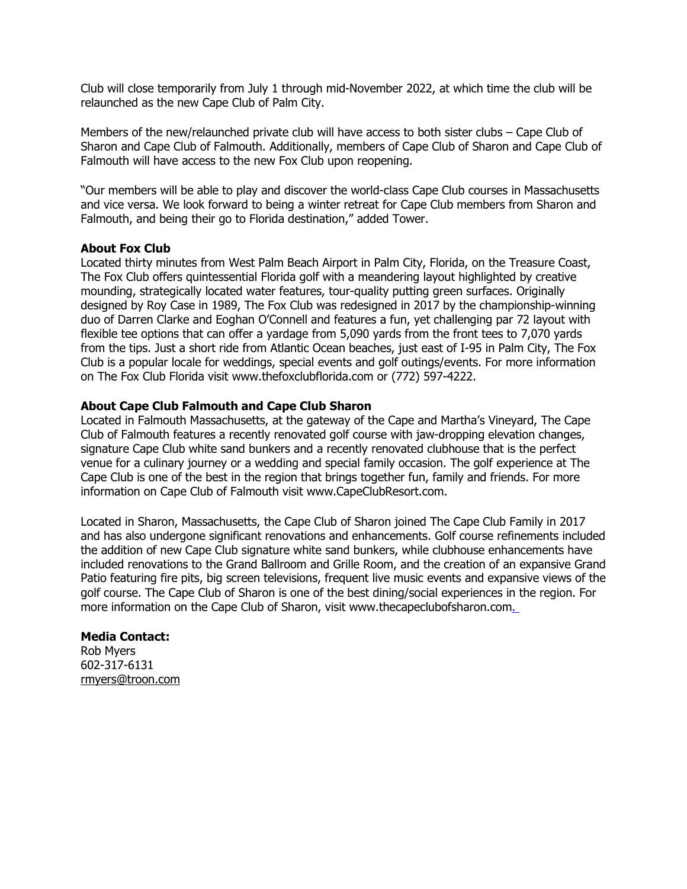Club will close temporarily from July 1 through mid-November 2022, at which time the club will be relaunched as the new Cape Club of Palm City.

Members of the new/relaunched private club will have access to both sister clubs – Cape Club of Sharon and Cape Club of Falmouth. Additionally, members of Cape Club of Sharon and Cape Club of Falmouth will have access to the new Fox Club upon reopening.

"Our members will be able to play and discover the world-class Cape Club courses in Massachusetts and vice versa. We look forward to being a winter retreat for Cape Club members from Sharon and Falmouth, and being their go to Florida destination," added Tower.

**About Fox Club**

Located thirty minutes from West Palm Beach Airport in Palm City, Florida, on the Treasure Coast, The Fox Club offers quintessential Florida golf with a meandering layout highlighted by creative mounding, strategically located water features, tour-quality putting green surfaces. Originally designed by Roy Case in 1989, The Fox Club was redesigned in 2017 by the championship-winning duo of Darren Clarke and Eoghan O'Connell and features a fun, yet challenging par 72 layout with flexible tee options that can offer a yardage from 5,090 yards from the front tees to 7,070 yards from the tips. Just a short ride from Atlantic Ocean beaches, just east of I-95 in Palm City, The Fox Club is a popular locale for weddings, special events and golf outings/events. For more information on The Fox Club Florida visit www.thefoxclubflorida.com or (772) 597-4222.

**About Cape Club Falmouth and Cape Club Sharon**

Located in Falmouth Massachusetts, at the gateway of the Cape and Martha's Vineyard, The Cape Club of Falmouth features a recently renovated golf course with jaw-dropping elevation changes, signature Cape Club white sand bunkers and a recently renovated clubhouse that is the perfect venue for a culinary journey or a wedding and special family occasion. The golf experience at The Cape Club is one of the best in the region that brings together fun, family and friends. For more information on Cape Club of Falmouth visit www.CapeClubResort.com.

Located in Sharon, Massachusetts, the Cape Club of Sharon joined The Cape Club Family in 2017 and has also undergone significant renovations and enhancements. Golf course refinements included the addition of new Cape Club signature white sand bunkers, while clubhouse enhancements have included renovations to the Grand Ballroom and Grille Room, and the creation of an expansive Grand Patio featuring fire pits, big screen televisions, frequent live music events and expansive views of the golf course. The Cape Club of Sharon is one of the best dining/social experiences in the region. For more information on the Cape Club of Sharon, visit www.thecapeclubofsharon.com.

**Media Contact:**
Rob Myers
602-317-6131
rmyers@troon.com